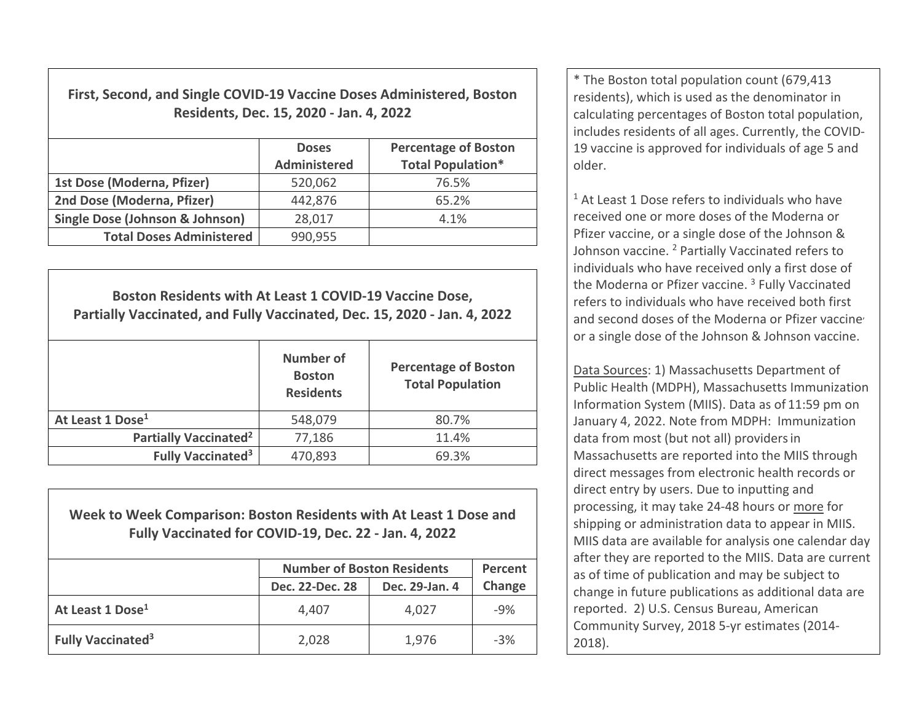| First, Second, and Single COVID-19 Vaccine Doses Administered, Boston Residents, Dec. 15, 2020 - Jan. 4, 2022 | | |
|---|---|---|
| | Doses Administered | Percentage of Boston Total Population* |
| **1st Dose (Moderna, Pfizer)** | 520,062 | 76.5% |
| **2nd Dose (Moderna, Pfizer)** | 442,876 | 65.2% |
| **Single Dose (Johnson & Johnson)** | 28,017 | 4.1% |
| **Total Doses Administered** | 990,955 | |

| Boston Residents with At Least 1 COVID-19 Vaccine Dose, Partially Vaccinated, and Fully Vaccinated, Dec. 15, 2020 - Jan. 4, 2022 | | |
|---|---|---|
| | Number of Boston Residents | Percentage of Boston Total Population |
| **At Least 1 Dose[1]** | 548,079 | 80.7% |
| **Partially Vaccinated[2]** | 77,186 | 11.4% |
| **Fully Vaccinated[3]** | 470,893 | 69.3% |

| Week to Week Comparison: Boston Residents with At Least 1 Dose and Fully Vaccinated for COVID-19, Dec. 22 - Jan. 4, 2022 | | | |
|---|---|---|---|
| | Number of Boston Residents | | Percent Change |
| | Dec. 22-Dec. 28 | Dec. 29-Jan. 4 | |
| **At Least 1 Dose[1]** | 4,407 | 4,027 | -9% |
| **Fully Vaccinated[3]** | 2,028 | 1,976 | -3% |

* The Boston total population count (679,413 residents), which is used as the denominator in calculating percentages of Boston total population, includes residents of all ages. Currently, the COVID-19 vaccine is approved for individuals of age 5 and older.

[1] At Least 1 Dose refers to individuals who have received one or more doses of the Moderna or Pfizer vaccine, or a single dose of the Johnson & Johnson vaccine. [2] Partially Vaccinated refers to individuals who have received only a first dose of the Moderna or Pfizer vaccine. [3] Fully Vaccinated refers to individuals who have received both first and second doses of the Moderna or Pfizer vaccine, or a single dose of the Johnson & Johnson vaccine.

Data Sources: 1) Massachusetts Department of Public Health (MDPH), Massachusetts Immunization Information System (MIIS). Data as of 11:59 pm on January 4, 2022. Note from MDPH: Immunization data from most (but not all) providers in Massachusetts are reported into the MIIS through direct messages from electronic health records or direct entry by users. Due to inputting and processing, it may take 24-48 hours or more for shipping or administration data to appear in MIIS. MIIS data are available for analysis one calendar day after they are reported to the MIIS. Data are current as of time of publication and may be subject to change in future publications as additional data are reported. 2) U.S. Census Bureau, American Community Survey, 2018 5-yr estimates (2014-2018).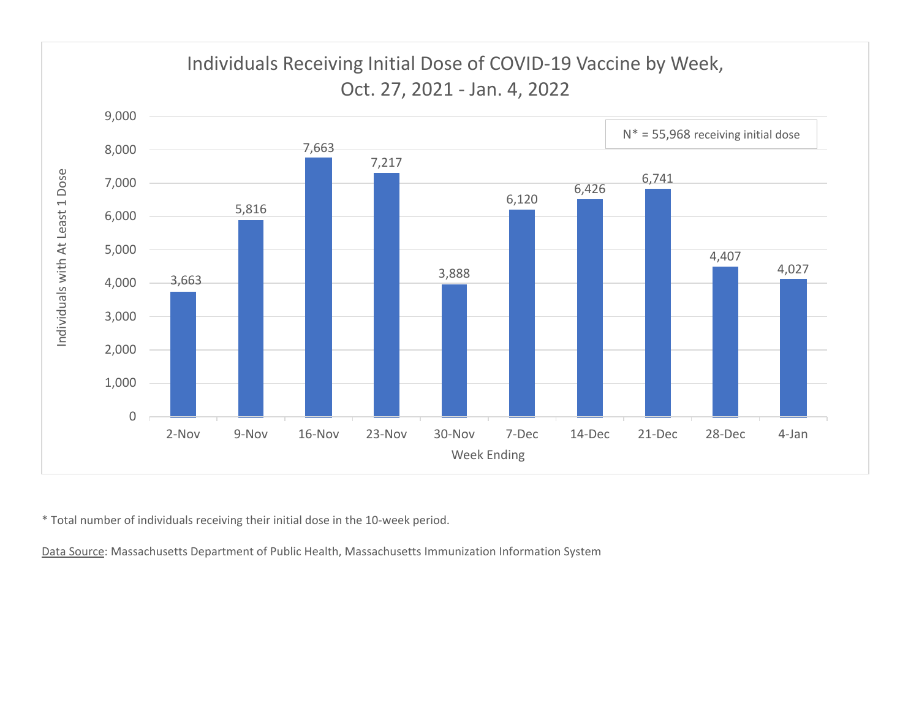## Individuals Receiving Initial Dose of COVID-19 Vaccine by Week, Oct. 27, 2021 - Jan. 4, 2022

N* = 55,968 receiving initial dose

| Week Ending | Individuals with At Least 1 Dose |
|---|---|
| 2-Nov | 3,663 |
| 9-Nov | 5,816 |
| 16-Nov | 7,663 |
| 23-Nov | 7,217 |
| 30-Nov | 3,888 |
| 7-Dec | 6,120 |
| 14-Dec | 6,426 |
| 21-Dec | 6,741 |
| 28-Dec | 4,407 |
| 4-Jan | 4,027 |

* Total number of individuals receiving their initial dose in the 10-week period.

Data Source: Massachusetts Department of Public Health, Massachusetts Immunization Information System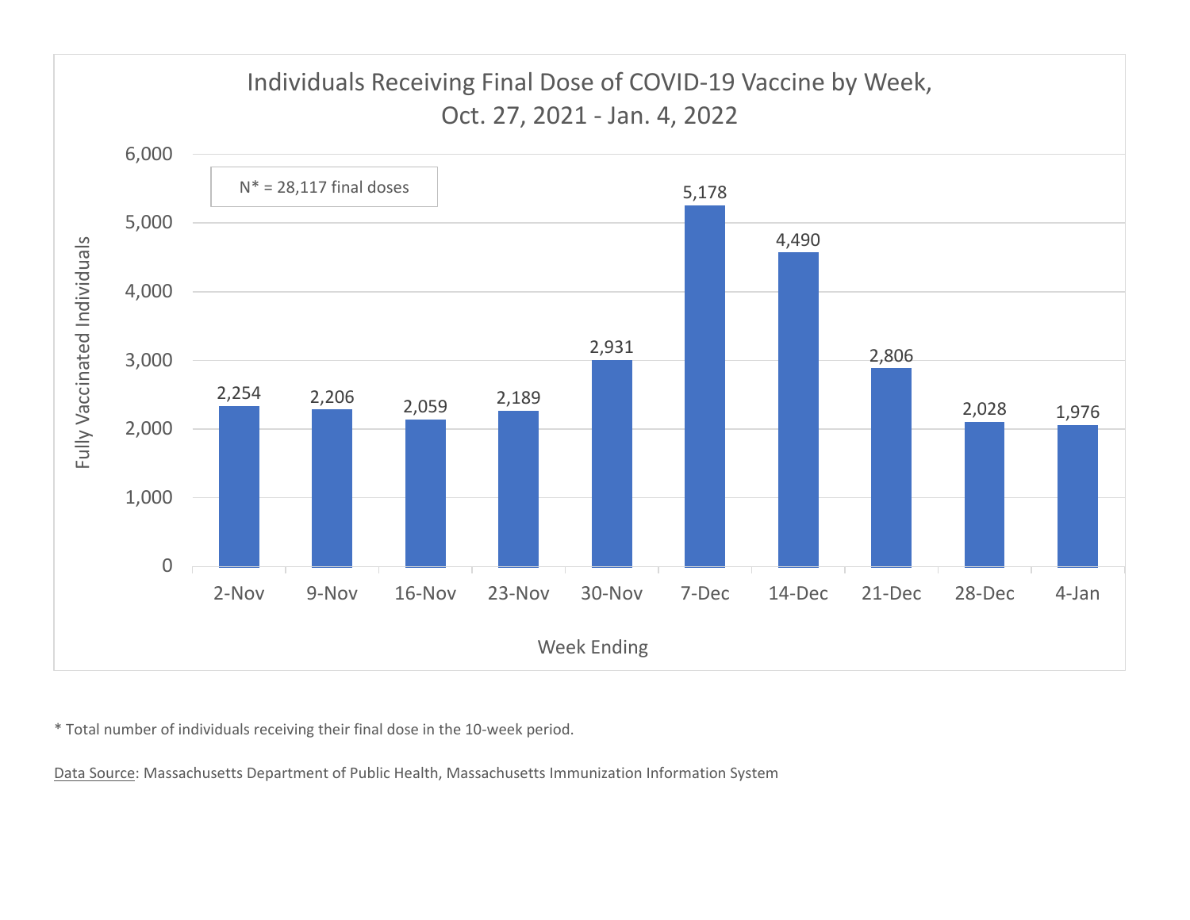**Individuals Receiving Final Dose of COVID-19 Vaccine by Week, Oct. 27, 2021 - Jan. 4, 2022**

N* = 28,117 final doses

| Week Ending | Fully Vaccinated Individuals |
|---|---|
| 2-Nov | 2,254 |
| 9-Nov | 2,206 |
| 16-Nov | 2,059 |
| 23-Nov | 2,189 |
| 30-Nov | 2,931 |
| 7-Dec | 5,178 |
| 14-Dec | 4,490 |
| 21-Dec | 2,806 |
| 28-Dec | 2,028 |
| 4-Jan | 1,976 |

* Total number of individuals receiving their final dose in the 10-week period.

Data Source: Massachusetts Department of Public Health, Massachusetts Immunization Information System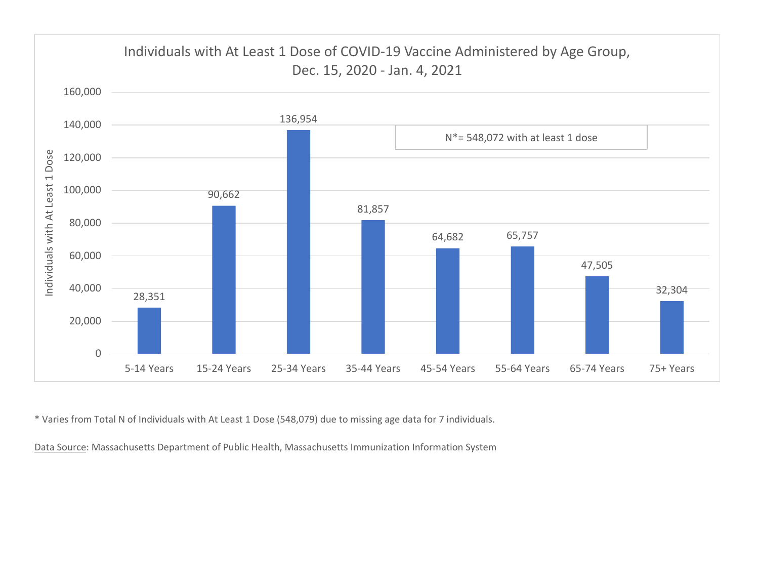## Individuals with At Least 1 Dose of COVID-19 Vaccine Administered by Age Group, Dec. 15, 2020 - Jan. 4, 2021

N*= 548,072 with at least 1 dose

| Age Group | Individuals with At Least 1 Dose |
|---|---|
| 5-14 Years | 28,351 |
| 15-24 Years | 90,662 |
| 25-34 Years | 136,954 |
| 35-44 Years | 81,857 |
| 45-54 Years | 64,682 |
| 55-64 Years | 65,757 |
| 65-74 Years | 47,505 |
| 75+ Years | 32,304 |

* Varies from Total N of Individuals with At Least 1 Dose (548,079) due to missing age data for 7 individuals.

Data Source: Massachusetts Department of Public Health, Massachusetts Immunization Information System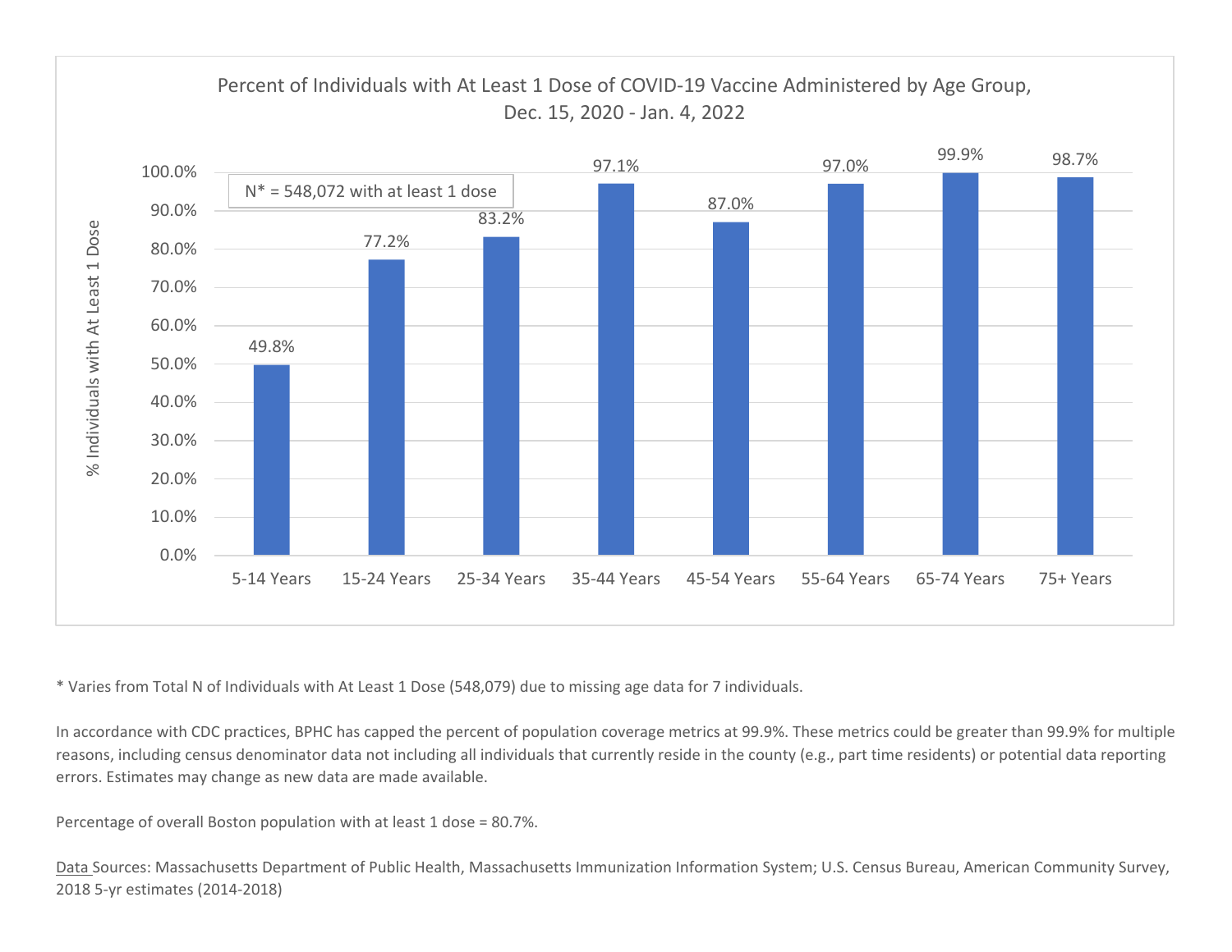## Percent of Individuals with At Least 1 Dose of COVID-19 Vaccine Administered by Age Group, Dec. 15, 2020 - Jan. 4, 2022

N* = 548,072 with at least 1 dose

| Age Group | % Individuals with At Least 1 Dose |
|---|---|
| 5-14 Years | 49.8% |
| 15-24 Years | 77.2% |
| 25-34 Years | 83.2% |
| 35-44 Years | 97.1% |
| 45-54 Years | 87.0% |
| 55-64 Years | 97.0% |
| 65-74 Years | 99.9% |
| 75+ Years | 98.7% |

* Varies from Total N of Individuals with At Least 1 Dose (548,079) due to missing age data for 7 individuals.

In accordance with CDC practices, BPHC has capped the percent of population coverage metrics at 99.9%. These metrics could be greater than 99.9% for multiple reasons, including census denominator data not including all individuals that currently reside in the county (e.g., part time residents) or potential data reporting errors. Estimates may change as new data are made available.

Percentage of overall Boston population with at least 1 dose = 80.7%.

Data Sources: Massachusetts Department of Public Health, Massachusetts Immunization Information System; U.S. Census Bureau, American Community Survey, 2018 5-yr estimates (2014-2018)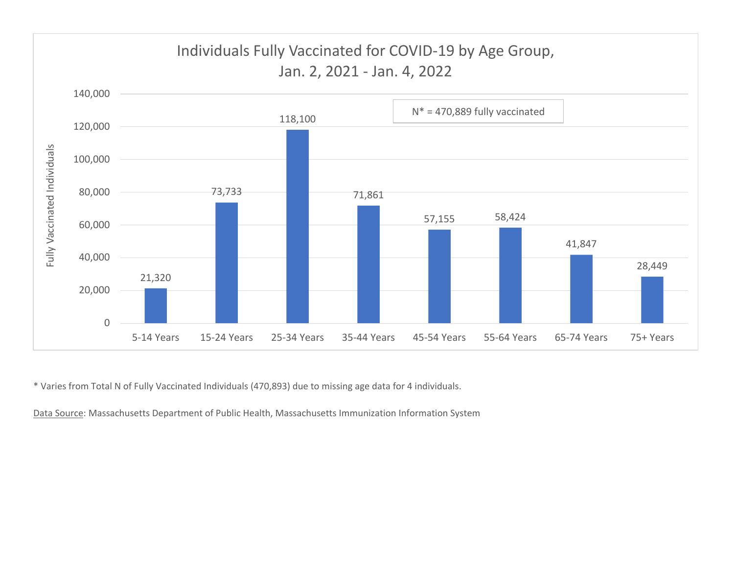## Individuals Fully Vaccinated for COVID-19 by Age Group, Jan. 2, 2021 - Jan. 4, 2022

N* = 470,889 fully vaccinated

| Age Group | Fully Vaccinated Individuals |
|---|---|
| 5-14 Years | 21,320 |
| 15-24 Years | 73,733 |
| 25-34 Years | 118,100 |
| 35-44 Years | 71,861 |
| 45-54 Years | 57,155 |
| 55-64 Years | 58,424 |
| 65-74 Years | 41,847 |
| 75+ Years | 28,449 |

* Varies from Total N of Fully Vaccinated Individuals (470,893) due to missing age data for 4 individuals.

Data Source: Massachusetts Department of Public Health, Massachusetts Immunization Information System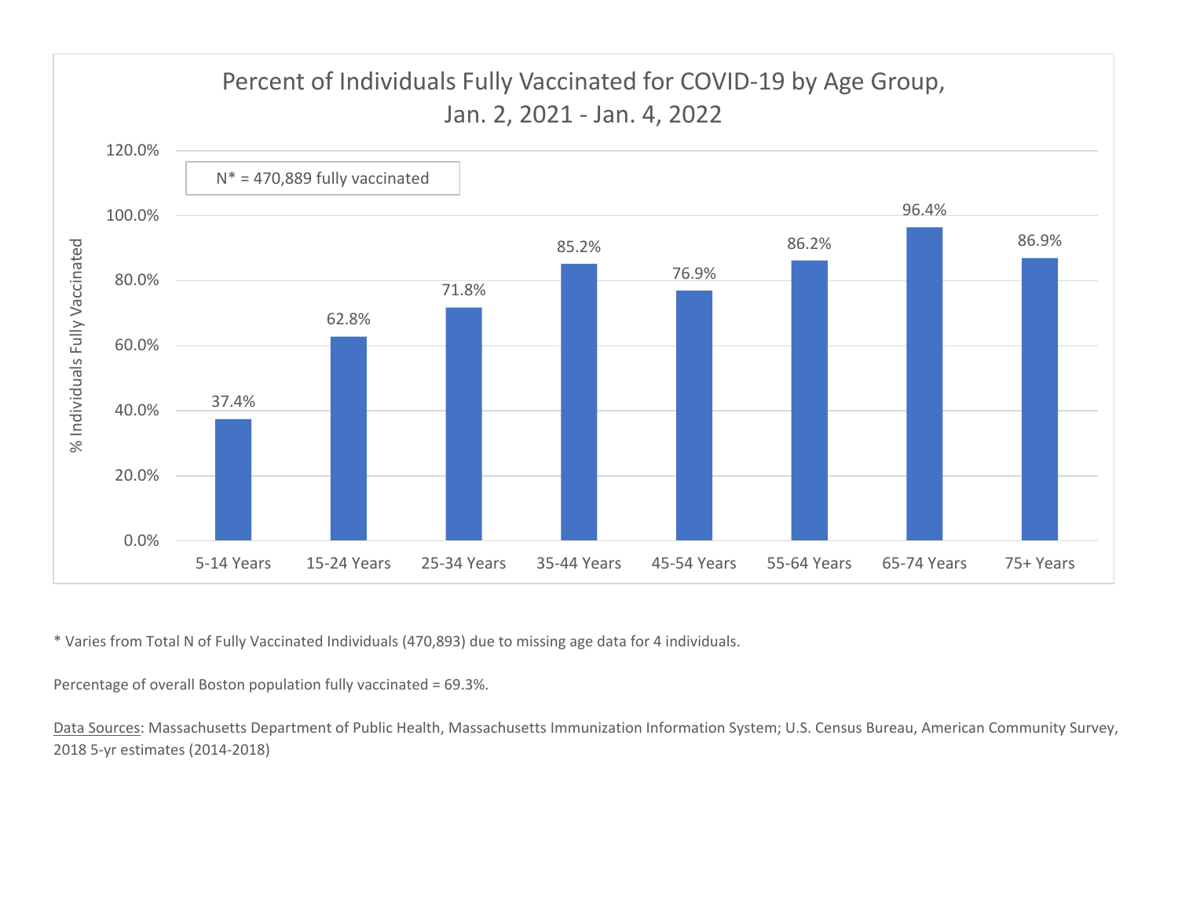## Percent of Individuals Fully Vaccinated for COVID-19 by Age Group, Jan. 2, 2021 - Jan. 4, 2022

N* = 470,889 fully vaccinated

| Age Group | % Individuals Fully Vaccinated |
|---|---|
| 5-14 Years | 37.4% |
| 15-24 Years | 62.8% |
| 25-34 Years | 71.8% |
| 35-44 Years | 85.2% |
| 45-54 Years | 76.9% |
| 55-64 Years | 86.2% |
| 65-74 Years | 96.4% |
| 75+ Years | 86.9% |

* Varies from Total N of Fully Vaccinated Individuals (470,893) due to missing age data for 4 individuals.

Percentage of overall Boston population fully vaccinated = 69.3%.

Data Sources: Massachusetts Department of Public Health, Massachusetts Immunization Information System; U.S. Census Bureau, American Community Survey, 2018 5-yr estimates (2014-2018)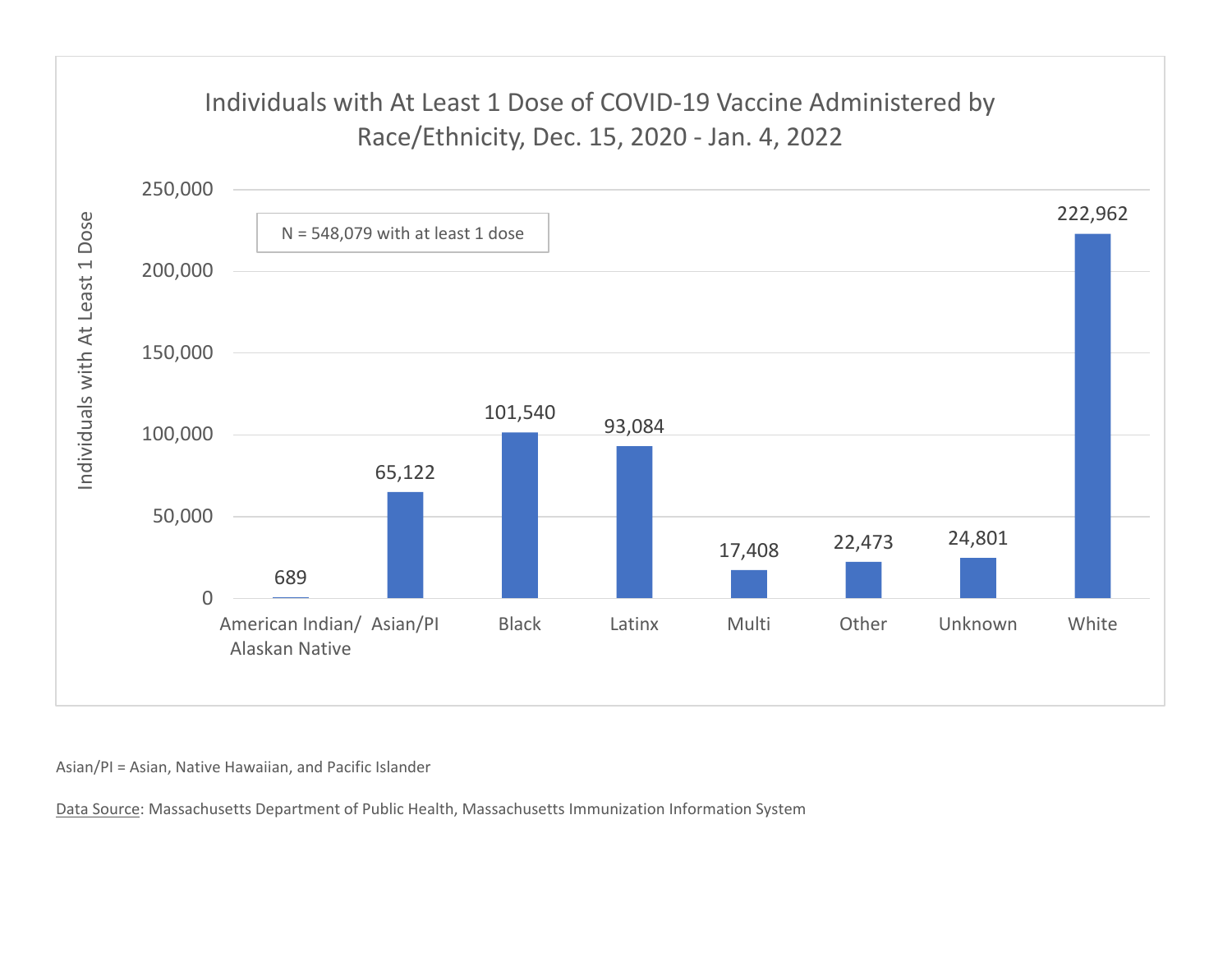## Individuals with At Least 1 Dose of COVID-19 Vaccine Administered by Race/Ethnicity, Dec. 15, 2020 - Jan. 4, 2022

N = 548,079 with at least 1 dose

| Race/Ethnicity | Individuals with At Least 1 Dose |
| --- | --- |
| American Indian/ Alaskan Native | 689 |
| Asian/PI | 65,122 |
| Black | 101,540 |
| Latinx | 93,084 |
| Multi | 17,408 |
| Other | 22,473 |
| Unknown | 24,801 |
| White | 222,962 |

Asian/PI = Asian, Native Hawaiian, and Pacific Islander

Data Source: Massachusetts Department of Public Health, Massachusetts Immunization Information System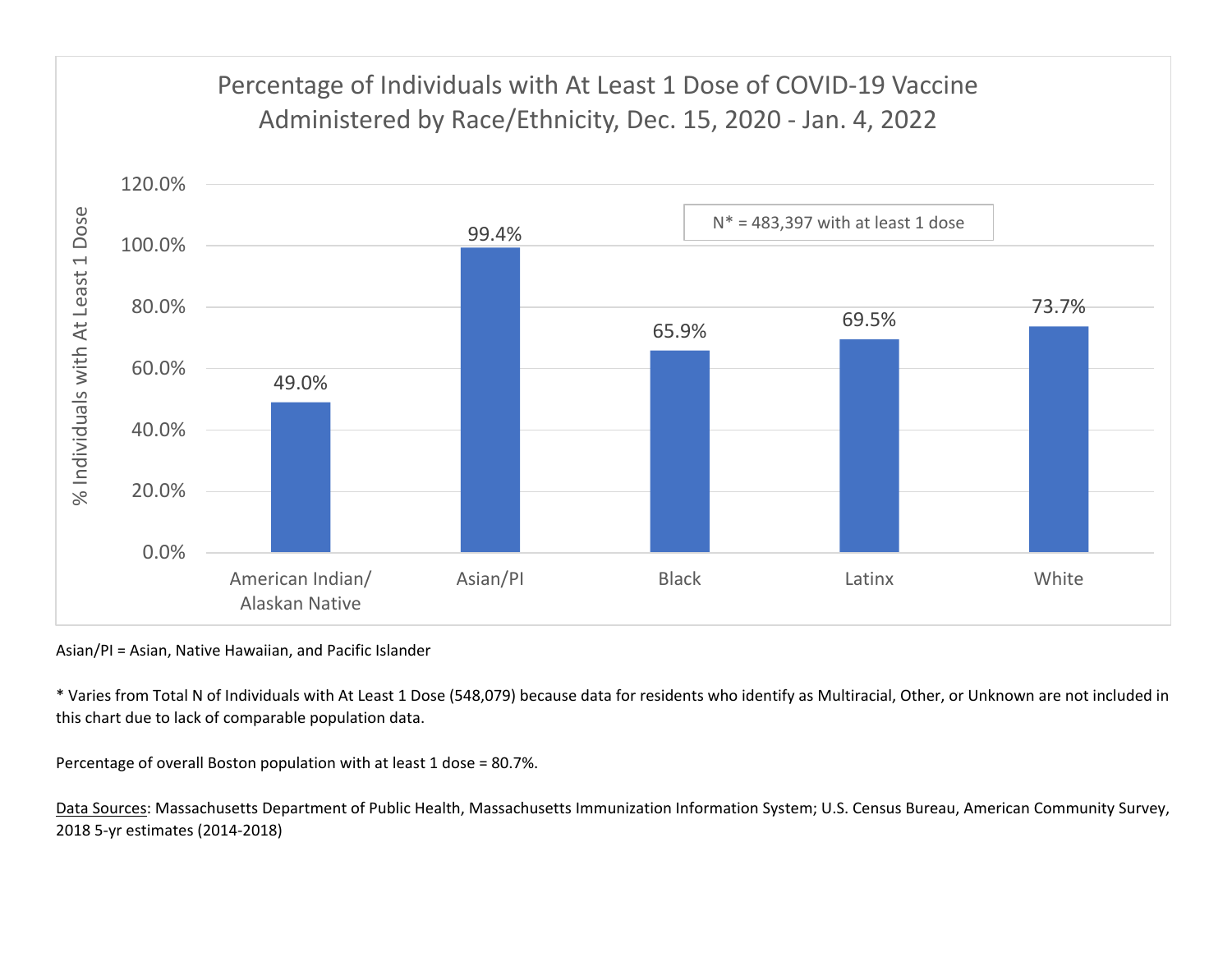## Percentage of Individuals with At Least 1 Dose of COVID-19 Vaccine Administered by Race/Ethnicity, Dec. 15, 2020 - Jan. 4, 2022

N* = 483,397 with at least 1 dose

| Race/Ethnicity | % Individuals with At Least 1 Dose |
|---|---|
| American Indian/ Alaskan Native | 49.0% |
| Asian/PI | 99.4% |
| Black | 65.9% |
| Latinx | 69.5% |
| White | 73.7% |

Asian/PI = Asian, Native Hawaiian, and Pacific Islander

* Varies from Total N of Individuals with At Least 1 Dose (548,079) because data for residents who identify as Multiracial, Other, or Unknown are not included in this chart due to lack of comparable population data.

Percentage of overall Boston population with at least 1 dose = 80.7%.

Data Sources: Massachusetts Department of Public Health, Massachusetts Immunization Information System; U.S. Census Bureau, American Community Survey, 2018 5-yr estimates (2014-2018)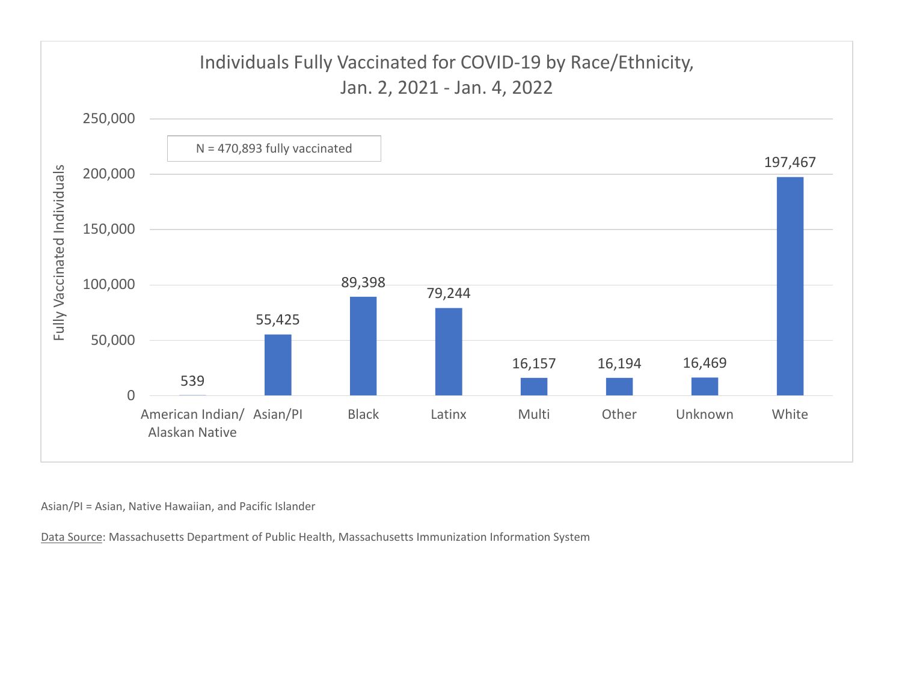## Individuals Fully Vaccinated for COVID-19 by Race/Ethnicity, Jan. 2, 2021 - Jan. 4, 2022

N = 470,893 fully vaccinated

| Race/Ethnicity | Fully Vaccinated Individuals |
|---|---|
| American Indian/ Alaskan Native | 539 |
| Asian/PI | 55,425 |
| Black | 89,398 |
| Latinx | 79,244 |
| Multi | 16,157 |
| Other | 16,194 |
| Unknown | 16,469 |
| White | 197,467 |

Asian/PI = Asian, Native Hawaiian, and Pacific Islander

Data Source: Massachusetts Department of Public Health, Massachusetts Immunization Information System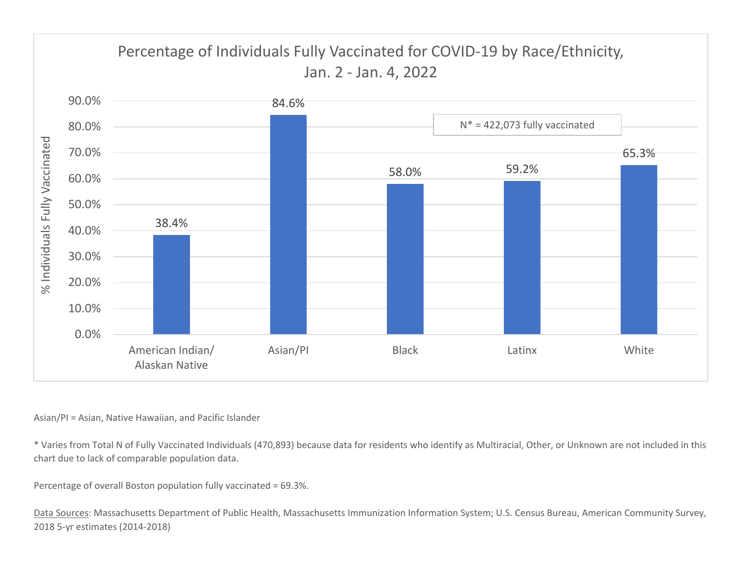## Percentage of Individuals Fully Vaccinated for COVID-19 by Race/Ethnicity, Jan. 2 - Jan. 4, 2022

N* = 422,073 fully vaccinated

| Race/Ethnicity | % Individuals Fully Vaccinated |
|---|---|
| American Indian/ Alaskan Native | 38.4% |
| Asian/PI | 84.6% |
| Black | 58.0% |
| Latinx | 59.2% |
| White | 65.3% |

Asian/PI = Asian, Native Hawaiian, and Pacific Islander

* Varies from Total N of Fully Vaccinated Individuals (470,893) because data for residents who identify as Multiracial, Other, or Unknown are not included in this chart due to lack of comparable population data.

Percentage of overall Boston population fully vaccinated = 69.3%.

Data Sources: Massachusetts Department of Public Health, Massachusetts Immunization Information System; U.S. Census Bureau, American Community Survey, 2018 5-yr estimates (2014-2018)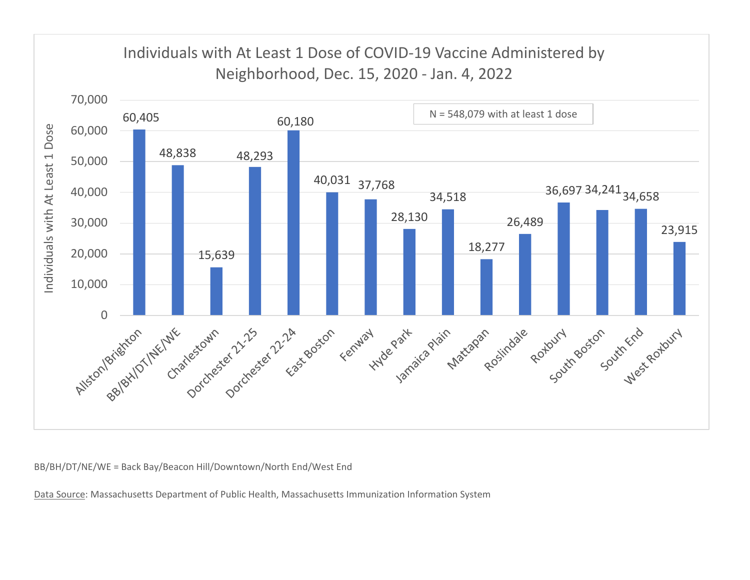## Individuals with At Least 1 Dose of COVID-19 Vaccine Administered by Neighborhood, Dec. 15, 2020 - Jan. 4, 2022

N = 548,079 with at least 1 dose

| Neighborhood | Individuals with At Least 1 Dose |
|---|---|
| Allston/Brighton | 60,405 |
| BB/BH/DT/NE/WE | 48,838 |
| Charlestown | 15,639 |
| Dorchester 21-25 | 48,293 |
| Dorchester 22-24 | 60,180 |
| East Boston | 40,031 |
| Fenway | 37,768 |
| Hyde Park | 28,130 |
| Jamaica Plain | 34,518 |
| Mattapan | 18,277 |
| Roslindale | 26,489 |
| Roxbury | 36,697 |
| South Boston | 34,241 |
| South End | 34,658 |
| West Roxbury | 23,915 |

BB/BH/DT/NE/WE = Back Bay/Beacon Hill/Downtown/North End/West End

Data Source: Massachusetts Department of Public Health, Massachusetts Immunization Information System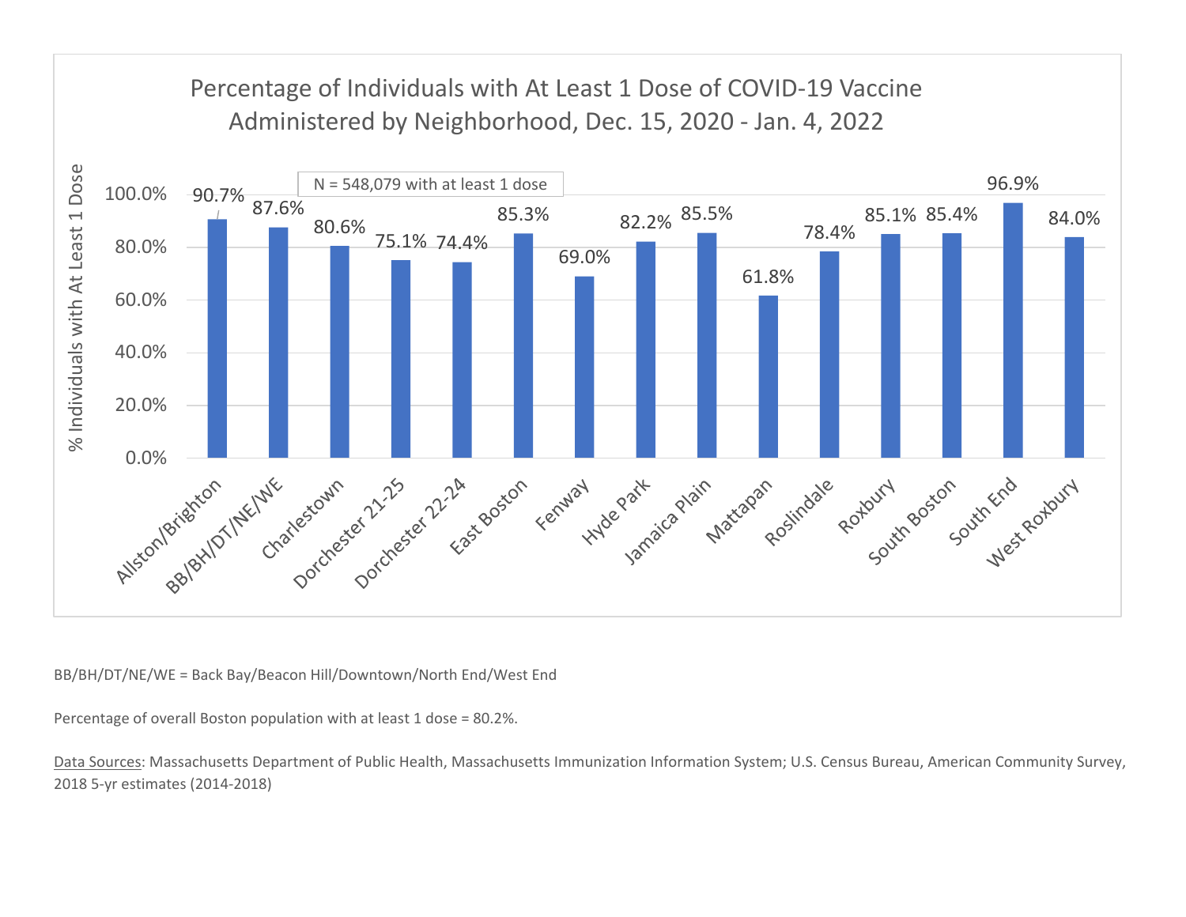## Percentage of Individuals with At Least 1 Dose of COVID-19 Vaccine Administered by Neighborhood, Dec. 15, 2020 - Jan. 4, 2022

N = 548,079 with at least 1 dose

| Neighborhood | % Individuals with At Least 1 Dose |
|---|---|
| Allston/Brighton | 90.7% |
| BB/BH/DT/NE/WE | 87.6% |
| Charlestown | 80.6% |
| Dorchester 21-25 | 75.1% |
| Dorchester 22-24 | 74.4% |
| East Boston | 85.3% |
| Fenway | 69.0% |
| Hyde Park | 82.2% |
| Jamaica Plain | 85.5% |
| Mattapan | 61.8% |
| Roslindale | 78.4% |
| Roxbury | 85.1% |
| South Boston | 85.4% |
| South End | 96.9% |
| West Roxbury | 84.0% |

BB/BH/DT/NE/WE = Back Bay/Beacon Hill/Downtown/North End/West End

Percentage of overall Boston population with at least 1 dose = 80.2%.

Data Sources: Massachusetts Department of Public Health, Massachusetts Immunization Information System; U.S. Census Bureau, American Community Survey, 2018 5-yr estimates (2014-2018)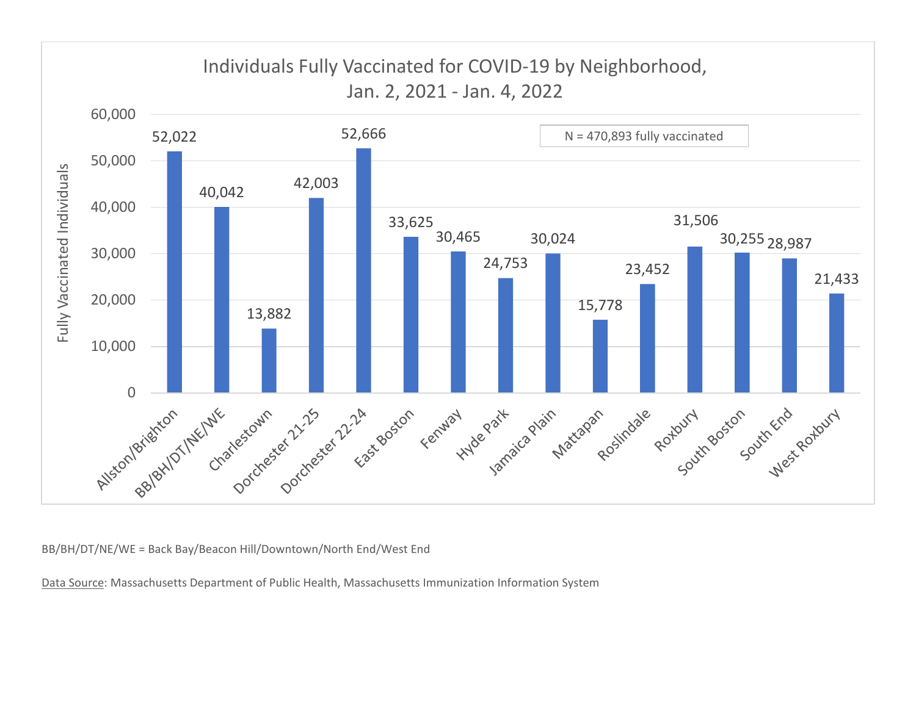## Individuals Fully Vaccinated for COVID-19 by Neighborhood, Jan. 2, 2021 - Jan. 4, 2022

N = 470,893 fully vaccinated

| Neighborhood | Fully Vaccinated Individuals |
| --- | --- |
| Allston/Brighton | 52,022 |
| BB/BH/DT/NE/WE | 40,042 |
| Charlestown | 13,882 |
| Dorchester 21-25 | 42,003 |
| Dorchester 22-24 | 52,666 |
| East Boston | 33,625 |
| Fenway | 30,465 |
| Hyde Park | 24,753 |
| Jamaica Plain | 30,024 |
| Mattapan | 15,778 |
| Roslindale | 23,452 |
| Roxbury | 31,506 |
| South Boston | 30,255 |
| South End | 28,987 |
| West Roxbury | 21,433 |

BB/BH/DT/NE/WE = Back Bay/Beacon Hill/Downtown/North End/West End

Data Source: Massachusetts Department of Public Health, Massachusetts Immunization Information System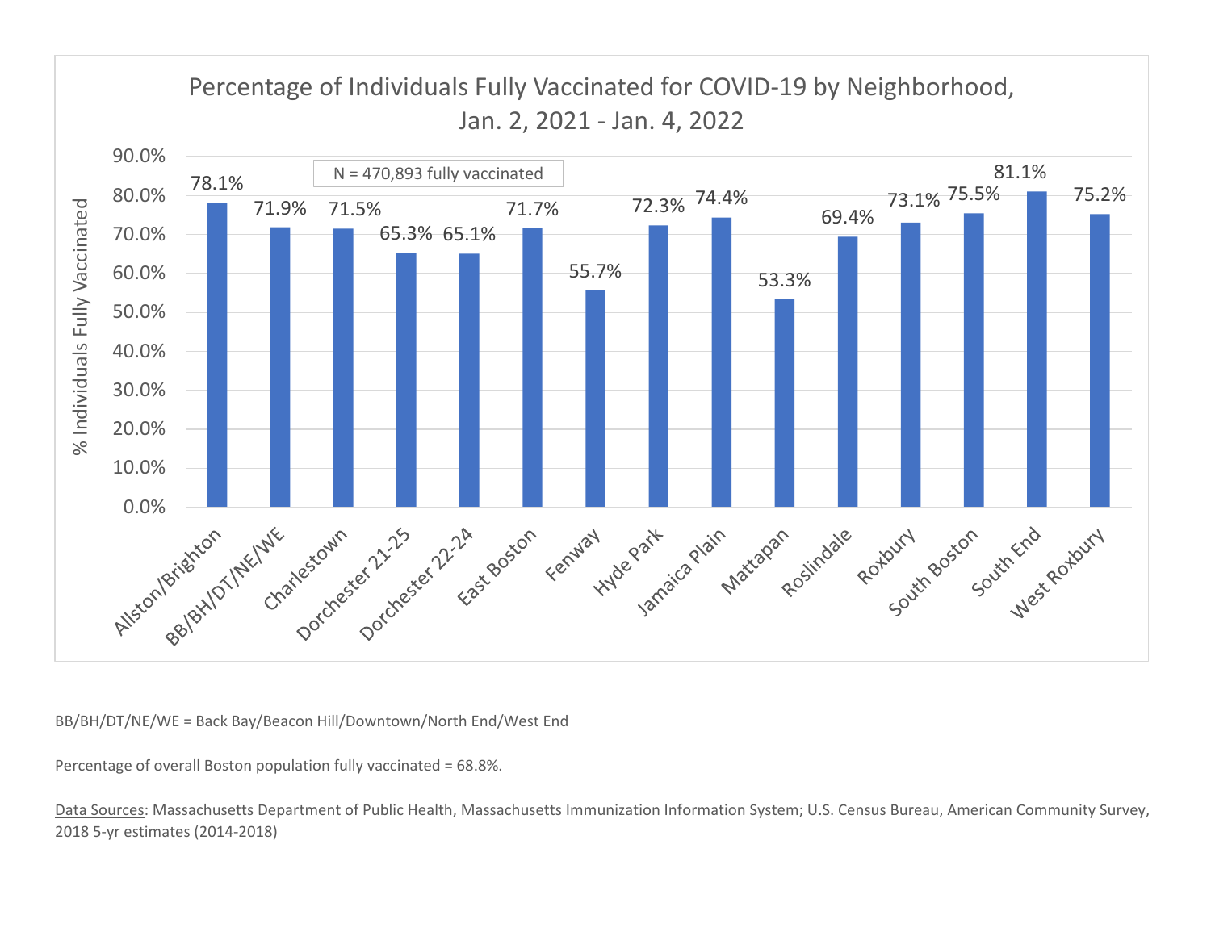**Percentage of Individuals Fully Vaccinated for COVID-19 by Neighborhood, Jan. 2, 2021 - Jan. 4, 2022**

N = 470,893 fully vaccinated

| Neighborhood | % Individuals Fully Vaccinated |
| --- | --- |
| Allston/Brighton | 78.1% |
| BB/BH/DT/NE/WE | 71.9% |
| Charlestown | 71.5% |
| Dorchester 21-25 | 65.3% |
| Dorchester 22-24 | 65.1% |
| East Boston | 71.7% |
| Fenway | 55.7% |
| Hyde Park | 72.3% |
| Jamaica Plain | 74.4% |
| Mattapan | 53.3% |
| Roslindale | 69.4% |
| Roxbury | 73.1% |
| South Boston | 75.5% |
| South End | 81.1% |
| West Roxbury | 75.2% |

BB/BH/DT/NE/WE = Back Bay/Beacon Hill/Downtown/North End/West End

Percentage of overall Boston population fully vaccinated = 68.8%.

Data Sources: Massachusetts Department of Public Health, Massachusetts Immunization Information System; U.S. Census Bureau, American Community Survey, 2018 5-yr estimates (2014-2018)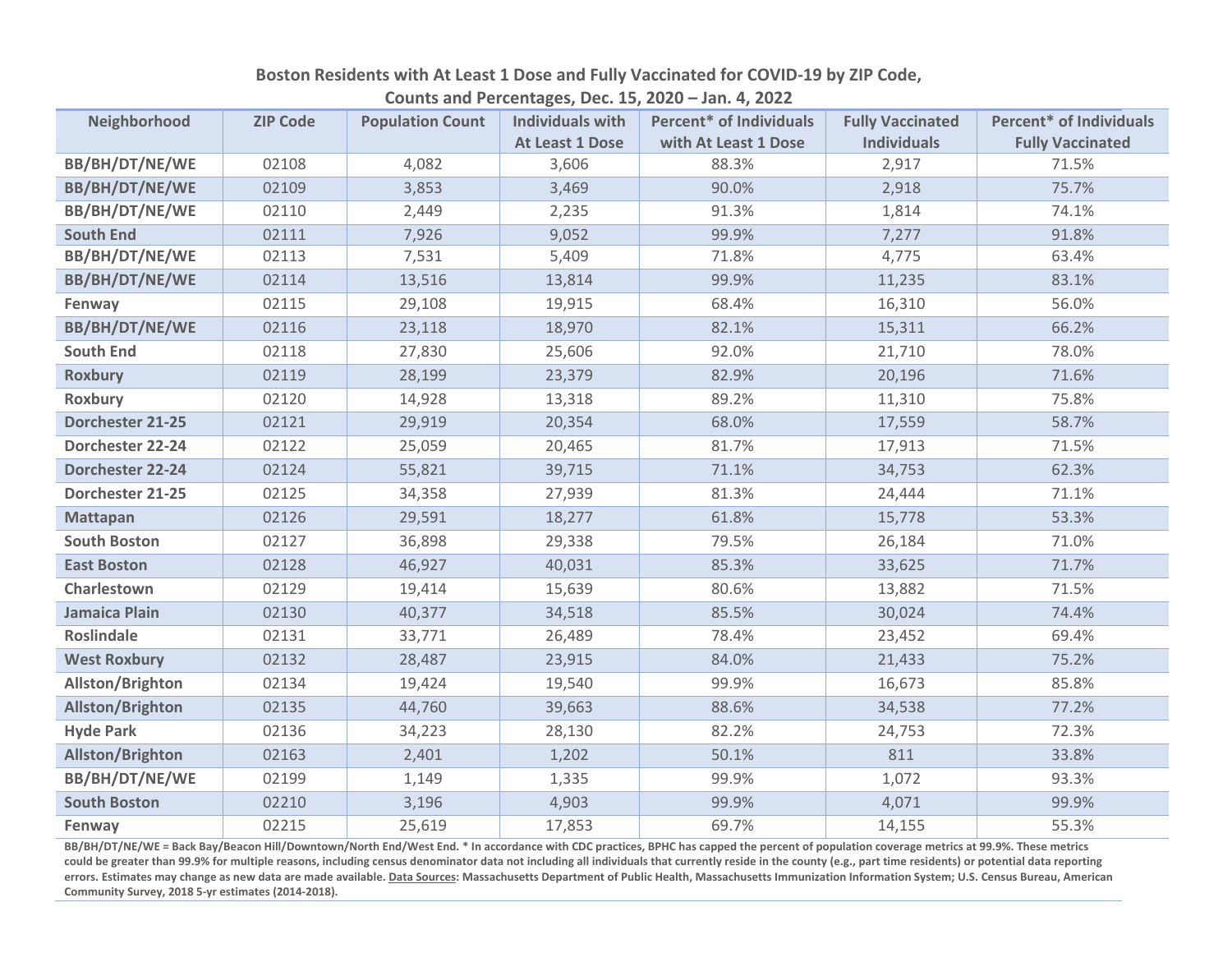## Boston Residents with At Least 1 Dose and Fully Vaccinated for COVID-19 by ZIP Code, Counts and Percentages, Dec. 15, 2020 – Jan. 4, 2022

| Neighborhood | ZIP Code | Population Count | Individuals with At Least 1 Dose | Percent* of Individuals with At Least 1 Dose | Fully Vaccinated Individuals | Percent* of Individuals Fully Vaccinated |
|---|---|---|---|---|---|---|
| BB/BH/DT/NE/WE | 02108 | 4,082 | 3,606 | 88.3% | 2,917 | 71.5% |
| BB/BH/DT/NE/WE | 02109 | 3,853 | 3,469 | 90.0% | 2,918 | 75.7% |
| BB/BH/DT/NE/WE | 02110 | 2,449 | 2,235 | 91.3% | 1,814 | 74.1% |
| South End | 02111 | 7,926 | 9,052 | 99.9% | 7,277 | 91.8% |
| BB/BH/DT/NE/WE | 02113 | 7,531 | 5,409 | 71.8% | 4,775 | 63.4% |
| BB/BH/DT/NE/WE | 02114 | 13,516 | 13,814 | 99.9% | 11,235 | 83.1% |
| Fenway | 02115 | 29,108 | 19,915 | 68.4% | 16,310 | 56.0% |
| BB/BH/DT/NE/WE | 02116 | 23,118 | 18,970 | 82.1% | 15,311 | 66.2% |
| South End | 02118 | 27,830 | 25,606 | 92.0% | 21,710 | 78.0% |
| Roxbury | 02119 | 28,199 | 23,379 | 82.9% | 20,196 | 71.6% |
| Roxbury | 02120 | 14,928 | 13,318 | 89.2% | 11,310 | 75.8% |
| Dorchester 21-25 | 02121 | 29,919 | 20,354 | 68.0% | 17,559 | 58.7% |
| Dorchester 22-24 | 02122 | 25,059 | 20,465 | 81.7% | 17,913 | 71.5% |
| Dorchester 22-24 | 02124 | 55,821 | 39,715 | 71.1% | 34,753 | 62.3% |
| Dorchester 21-25 | 02125 | 34,358 | 27,939 | 81.3% | 24,444 | 71.1% |
| Mattapan | 02126 | 29,591 | 18,277 | 61.8% | 15,778 | 53.3% |
| South Boston | 02127 | 36,898 | 29,338 | 79.5% | 26,184 | 71.0% |
| East Boston | 02128 | 46,927 | 40,031 | 85.3% | 33,625 | 71.7% |
| Charlestown | 02129 | 19,414 | 15,639 | 80.6% | 13,882 | 71.5% |
| Jamaica Plain | 02130 | 40,377 | 34,518 | 85.5% | 30,024 | 74.4% |
| Roslindale | 02131 | 33,771 | 26,489 | 78.4% | 23,452 | 69.4% |
| West Roxbury | 02132 | 28,487 | 23,915 | 84.0% | 21,433 | 75.2% |
| Allston/Brighton | 02134 | 19,424 | 19,540 | 99.9% | 16,673 | 85.8% |
| Allston/Brighton | 02135 | 44,760 | 39,663 | 88.6% | 34,538 | 77.2% |
| Hyde Park | 02136 | 34,223 | 28,130 | 82.2% | 24,753 | 72.3% |
| Allston/Brighton | 02163 | 2,401 | 1,202 | 50.1% | 811 | 33.8% |
| BB/BH/DT/NE/WE | 02199 | 1,149 | 1,335 | 99.9% | 1,072 | 93.3% |
| South Boston | 02210 | 3,196 | 4,903 | 99.9% | 4,071 | 99.9% |
| Fenway | 02215 | 25,619 | 17,853 | 69.7% | 14,155 | 55.3% |

BB/BH/DT/NE/WE = Back Bay/Beacon Hill/Downtown/North End/West End. * In accordance with CDC practices, BPHC has capped the percent of population coverage metrics at 99.9%. These metrics could be greater than 99.9% for multiple reasons, including census denominator data not including all individuals that currently reside in the county (e.g., part time residents) or potential data reporting errors. Estimates may change as new data are made available. Data Sources: Massachusetts Department of Public Health, Massachusetts Immunization Information System; U.S. Census Bureau, American Community Survey, 2018 5-yr estimates (2014-2018).